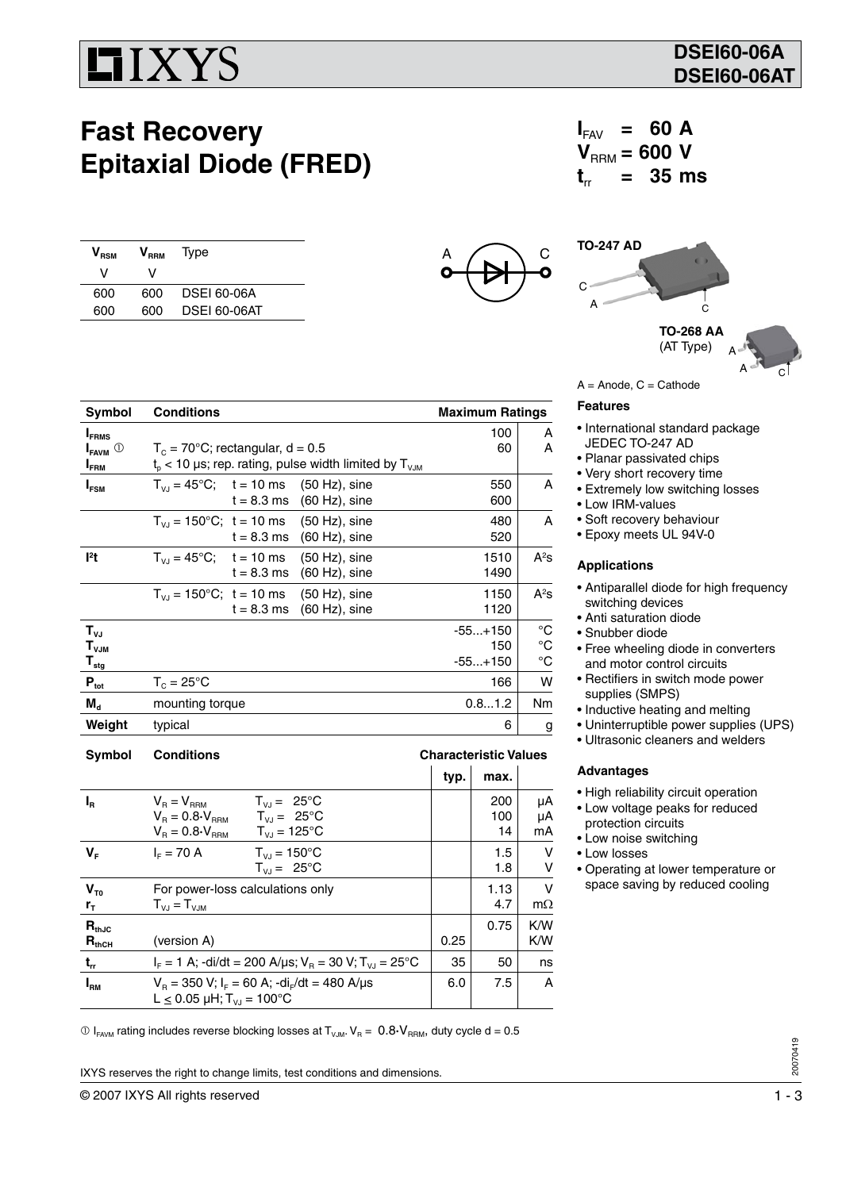# DSEI60-06A
# DSEI60-06AT

## Fast Recovery Epitaxial Diode (FRED)

$I_{FAV}$ = 60 A
$V_{RRM}$ = 600 V
$t_{rr}$ = 35 ms

| $V_{RSM}$ | $V_{RRM}$ | Type |
|---|---|---|
| V | V | |
| 600 | 600 | DSEI 60-06A |
| 600 | 600 | DSEI 60-06AT |

A C

TO-247 AD

C A C

TO-268 AA (AT Type)

A A C

A = Anode, C = Cathode

| Symbol | Conditions | Maximum Ratings | |
|---|---|---|---|
| $I_{FRMS}$ | | 100 | A |
| $I_{FAVM}$ ① | $T_C$ = 70°C; rectangular, d = 0.5 | 60 | A |
| $I_{FRM}$ | $t_p$ < 10 µs; rep. rating, pulse width limited by $T_{VJM}$ | | |
| $I_{FSM}$ | $T_{VJ}$ = 45°C; t = 10 ms (50 Hz), sine | 550 | A |
| | t = 8.3 ms (60 Hz), sine | 600 | |
| | $T_{VJ}$ = 150°C; t = 10 ms (50 Hz), sine | 480 | A |
| | t = 8.3 ms (60 Hz), sine | 520 | |
| I²t | $T_{VJ}$ = 45°C; t = 10 ms (50 Hz), sine | 1510 | A²s |
| | t = 8.3 ms (60 Hz), sine | 1490 | |
| | $T_{VJ}$ = 150°C; t = 10 ms (50 Hz), sine | 1150 | A²s |
| | t = 8.3 ms (60 Hz), sine | 1120 | |
| $T_{VJ}$ | | -55...+150 | °C |
| $T_{VJM}$ | | 150 | °C |
| $T_{stg}$ | | -55...+150 | °C |
| $P_{tot}$ | $T_C$ = 25°C | 166 | W |
| $M_d$ | mounting torque | 0.8...1.2 | Nm |
| Weight | typical | 6 | g |

| Symbol | Conditions | Characteristic Values typ. | max. | |
|---|---|---|---|---|
| $I_R$ | $V_R = V_{RRM}$ $T_{VJ}$ = 25°C | | 200 | µA |
| | $V_R = 0.8 \cdot V_{RRM}$ $T_{VJ}$ = 25°C | | 100 | µA |
| | $V_R = 0.8 \cdot V_{RRM}$ $T_{VJ}$ = 125°C | | 14 | mA |
| $V_F$ | $I_F$ = 70 A $T_{VJ}$ = 150°C | | 1.5 | V |
| | $T_{VJ}$ = 25°C | | 1.8 | V |
| $V_{T0}$ | For power-loss calculations only | | 1.13 | V |
| $r_T$ | $T_{VJ} = T_{VJM}$ | | 4.7 | mΩ |
| $R_{thJC}$ | | | 0.75 | K/W |
| $R_{thCH}$ | (version A) | 0.25 | | K/W |
| $t_{rr}$ | $I_F$ = 1 A; -di/dt = 200 A/µs; $V_R$ = 30 V; $T_{VJ}$ = 25°C | 35 | 50 | ns |
| $I_{RM}$ | $V_R$ = 350 V; $I_F$ = 60 A; -$di_F$/dt = 480 A/µs; L ≤ 0.05 µH; $T_{VJ}$ = 100°C | 6.0 | 7.5 | A |

① $I_{FAVM}$ rating includes reverse blocking losses at $T_{VJM}$. $V_R$ = 0.8·$V_{RRM}$, duty cycle d = 0.5

### Features

- International standard package JEDEC TO-247 AD
- Planar passivated chips
- Very short recovery time
- Extremely low switching losses
- Low IRM-values
- Soft recovery behaviour
- Epoxy meets UL 94V-0

### Applications

- Antiparallel diode for high frequency switching devices
- Anti saturation diode
- Snubber diode
- Free wheeling diode in converters and motor control circuits
- Rectifiers in switch mode power supplies (SMPS)
- Inductive heating and melting
- Uninterruptible power supplies (UPS)
- Ultrasonic cleaners and welders

### Advantages

- High reliability circuit operation
- Low voltage peaks for reduced protection circuits
- Low noise switching
- Low losses
- Operating at lower temperature or space saving by reduced cooling

IXYS reserves the right to change limits, test conditions and dimensions.

© 2007 IXYS All rights reserved

20070419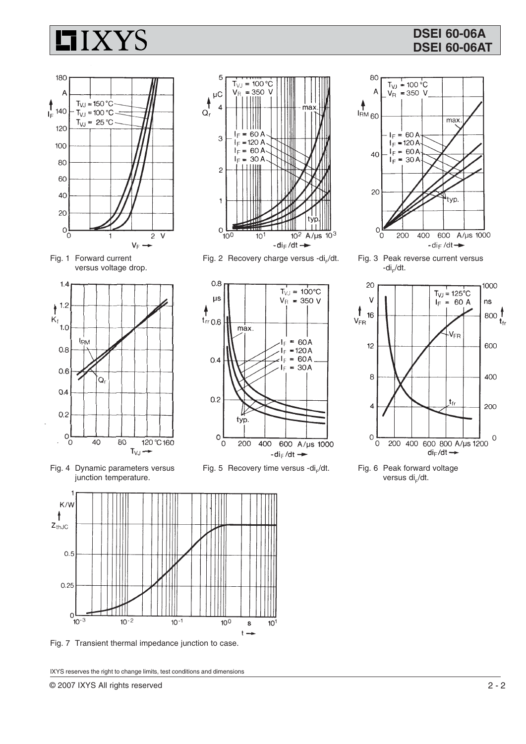Fig. 1 Forward current versus voltage drop.

Fig. 2 Recovery charge versus $-di_F/dt$.

Fig. 3 Peak reverse current versus $-di_F/dt$.

Fig. 4 Dynamic parameters versus junction temperature.

Fig. 5 Recovery time versus $-di_F/dt$.

Fig. 6 Peak forward voltage versus $di_F/dt$.

Fig. 7 Transient thermal impedance junction to case.

IXYS reserves the right to change limits, test conditions and dimensions

© 2007 IXYS All rights reserved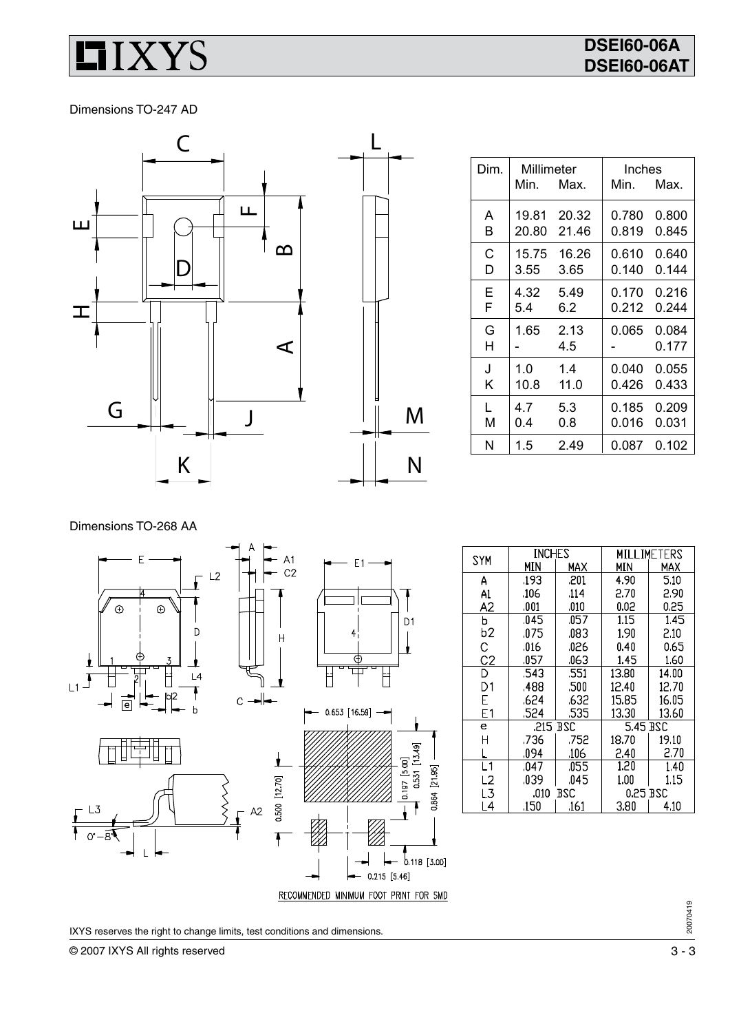Dimensions TO-247 AD

| Dim. | Millimeter Min. | Millimeter Max. | Inches Min. | Inches Max. |
|---|---|---|---|---|
| A | 19.81 | 20.32 | 0.780 | 0.800 |
| B | 20.80 | 21.46 | 0.819 | 0.845 |
| C | 15.75 | 16.26 | 0.610 | 0.640 |
| D | 3.55 | 3.65 | 0.140 | 0.144 |
| E | 4.32 | 5.49 | 0.170 | 0.216 |
| F | 5.4 | 6.2 | 0.212 | 0.244 |
| G | 1.65 | 2.13 | 0.065 | 0.084 |
| H | - | 4.5 | - | 0.177 |
| J | 1.0 | 1.4 | 0.040 | 0.055 |
| K | 10.8 | 11.0 | 0.426 | 0.433 |
| L | 4.7 | 5.3 | 0.185 | 0.209 |
| M | 0.4 | 0.8 | 0.016 | 0.031 |
| N | 1.5 | 2.49 | 0.087 | 0.102 |

Dimensions TO-268 AA

| SYM | INCHES MIN | INCHES MAX | MILLIMETERS MIN | MILLIMETERS MAX |
|---|---|---|---|---|
| A | .193 | .201 | 4.90 | 5.10 |
| A1 | .106 | .114 | 2.70 | 2.90 |
| A2 | .001 | .010 | 0.02 | 0.25 |
| b | .045 | .057 | 1.15 | 1.45 |
| b2 | .075 | .083 | 1.90 | 2.10 |
| C | .016 | .026 | 0.40 | 0.65 |
| C2 | .057 | .063 | 1.45 | 1.60 |
| D | .543 | .551 | 13.80 | 14.00 |
| D1 | .488 | .500 | 12.40 | 12.70 |
| E | .624 | .632 | 15.85 | 16.05 |
| E1 | .524 | .535 | 13.30 | 13.60 |
| e | .215 BSC | | 5.45 BSC | |
| H | .736 | .752 | 18.70 | 19.10 |
| L | .094 | .106 | 2.40 | 2.70 |
| L1 | .047 | .055 | 1.20 | 1.40 |
| L2 | .039 | .045 | 1.00 | 1.15 |
| L3 | .010 BSC | | 0.25 BSC | |
| L4 | .150 | .161 | 3.80 | 4.10 |

RECOMMENDED MINIMUM FOOT PRINT FOR SMD

IXYS reserves the right to change limits, test conditions and dimensions.

20070419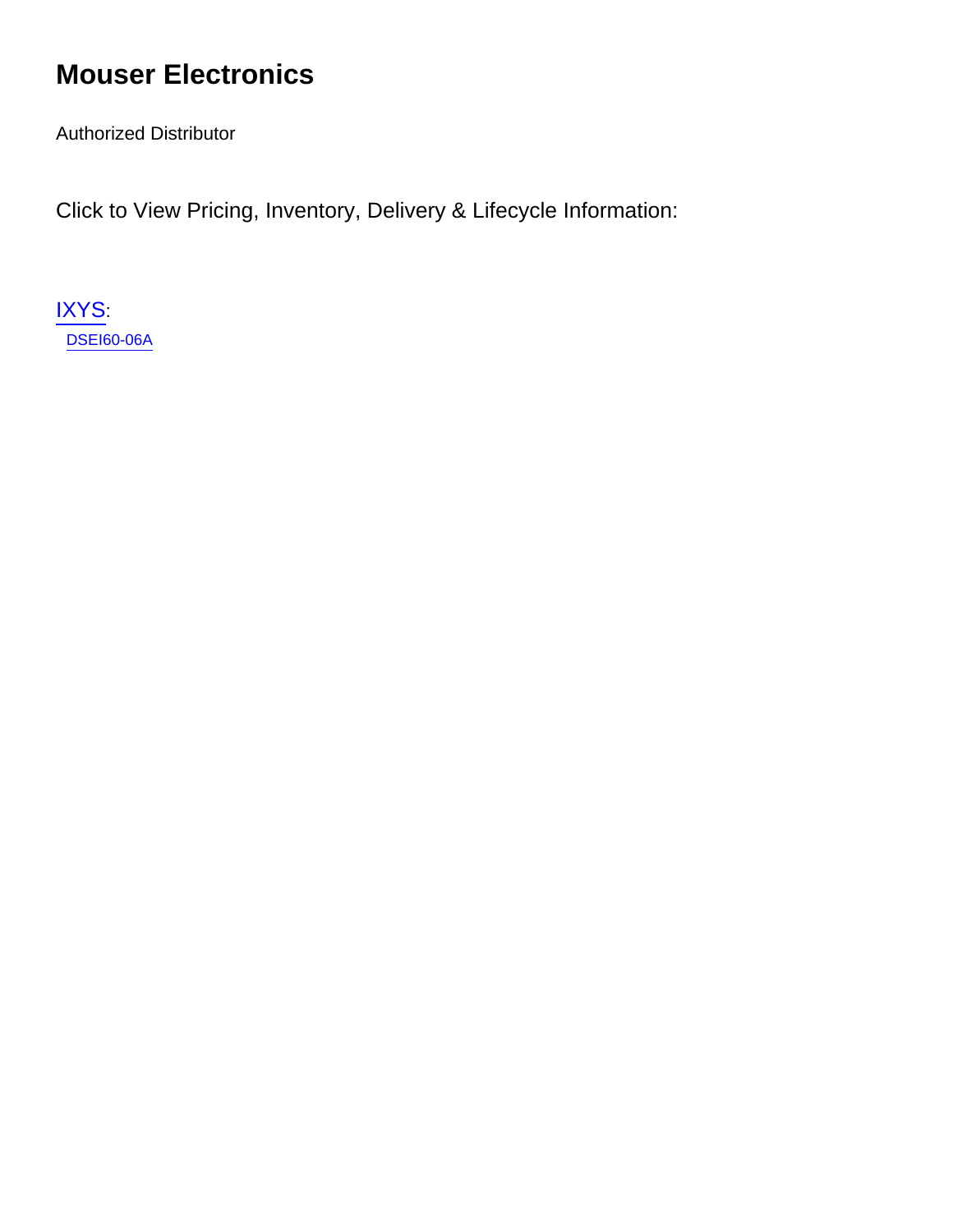# Mouser Electronics

Authorized Distributor

Click to View Pricing, Inventory, Delivery & Lifecycle Information:

IXYS:

DSEI60-06A